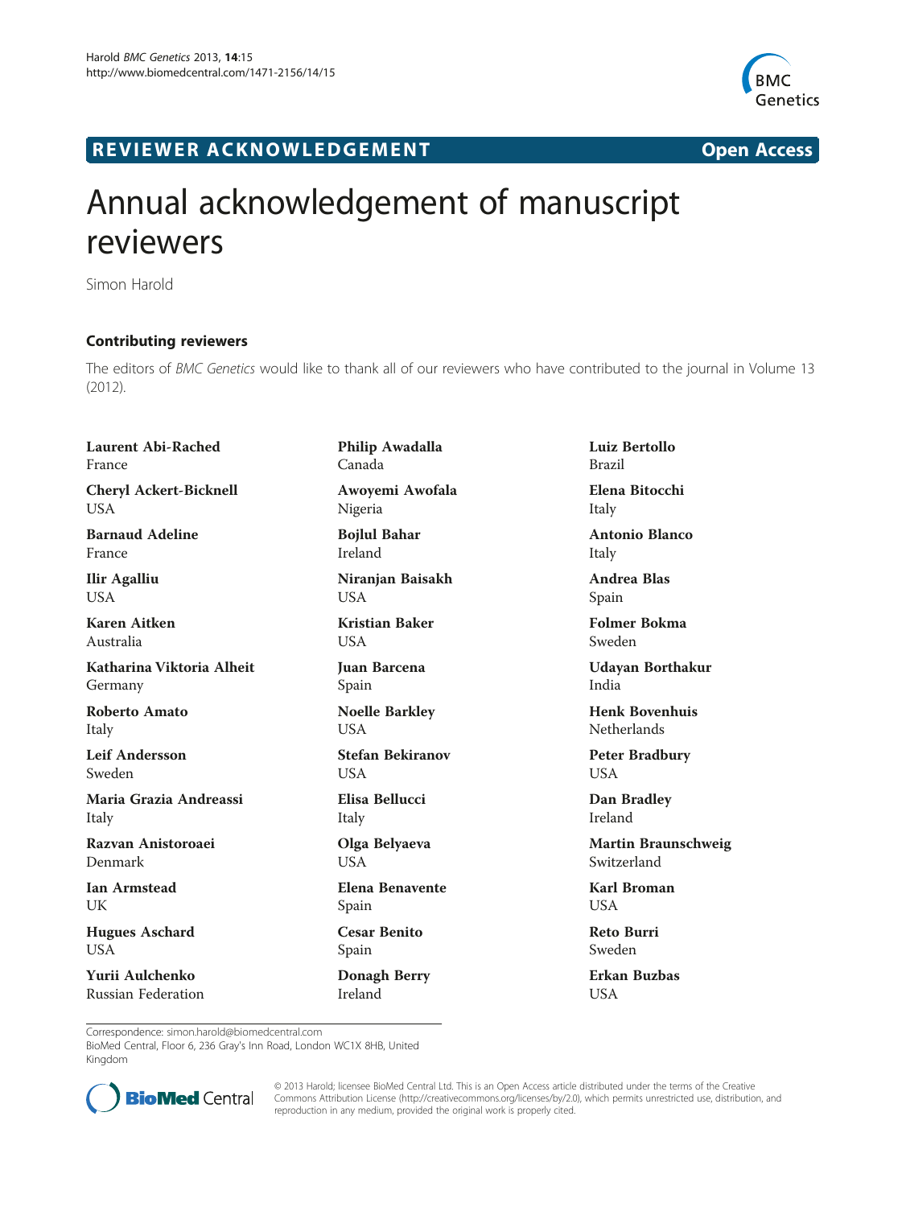REVIEWER ACKNOWLEDGEMENT — Open Access

# Annual acknowledgement of manuscript reviewers

Simon Harold

## Contributing reviewers

The editors of *BMC Genetics* would like to thank all of our reviewers who have contributed to the journal in Volume 13 (2012).

**Laurent Abi-Rached**
France

**Cheryl Ackert-Bicknell**
USA

**Barnaud Adeline**
France

**Ilir Agalliu**
USA

**Karen Aitken**
Australia

**Katharina Viktoria Alheit**
Germany

**Roberto Amato**
Italy

**Leif Andersson**
Sweden

**Maria Grazia Andreassi**
Italy

**Razvan Anistoroaei**
Denmark

**Ian Armstead**
UK

**Hugues Aschard**
USA

**Yurii Aulchenko**
Russian Federation

**Philip Awadalla**
Canada

**Awoyemi Awofala**
Nigeria

**Bojlul Bahar**
Ireland

**Niranjan Baisakh**
USA

**Kristian Baker**
USA

**Juan Barcena**
Spain

**Noelle Barkley**
USA

**Stefan Bekiranov**
USA

**Elisa Bellucci**
Italy

**Olga Belyaeva**
USA

**Elena Benavente**
Spain

**Cesar Benito**
Spain

**Donagh Berry**
Ireland

**Luiz Bertollo**
Brazil

**Elena Bitocchi**
Italy

**Antonio Blanco**
Italy

**Andrea Blas**
Spain

**Folmer Bokma**
Sweden

**Udayan Borthakur**
India

**Henk Bovenhuis**
Netherlands

**Peter Bradbury**
USA

**Dan Bradley**
Ireland

**Martin Braunschweig**
Switzerland

**Karl Broman**
USA

**Reto Burri**
Sweden

**Erkan Buzbas**
USA

Correspondence: simon.harold@biomedcentral.com
BioMed Central, Floor 6, 236 Gray's Inn Road, London WC1X 8HB, United Kingdom

© 2013 Harold; licensee BioMed Central Ltd. This is an Open Access article distributed under the terms of the Creative Commons Attribution License (http://creativecommons.org/licenses/by/2.0), which permits unrestricted use, distribution, and reproduction in any medium, provided the original work is properly cited.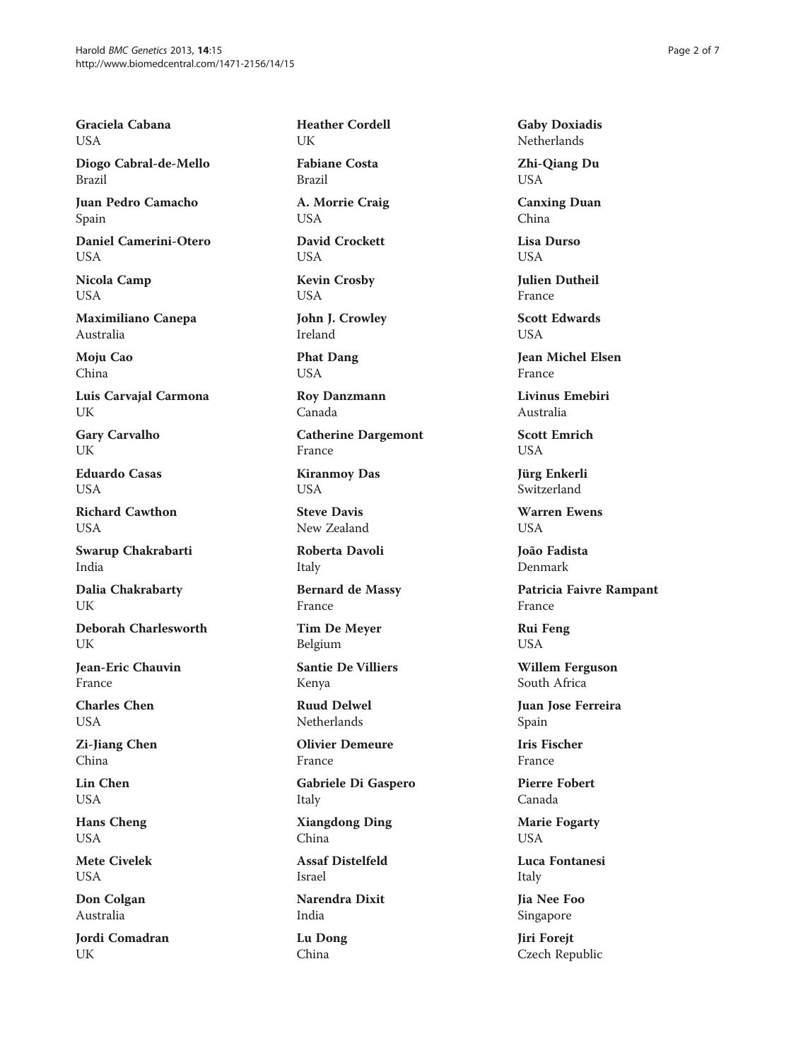**Graciela Cabana**
USA

**Diogo Cabral-de-Mello**
Brazil

**Juan Pedro Camacho**
Spain

**Daniel Camerini-Otero**
USA

**Nicola Camp**
USA

**Maximiliano Canepa**
Australia

**Moju Cao**
China

**Luis Carvajal Carmona**
UK

**Gary Carvalho**
UK

**Eduardo Casas**
USA

**Richard Cawthon**
USA

**Swarup Chakrabarti**
India

**Dalia Chakrabarty**
UK

**Deborah Charlesworth**
UK

**Jean-Eric Chauvin**
France

**Charles Chen**
USA

**Zi-Jiang Chen**
China

**Lin Chen**
USA

**Hans Cheng**
USA

**Mete Civelek**
USA

**Don Colgan**
Australia

**Jordi Comadran**
UK

**Heather Cordell**
UK

**Fabiane Costa**
Brazil

**A. Morrie Craig**
USA

**David Crockett**
USA

**Kevin Crosby**
USA

**John J. Crowley**
Ireland

**Phat Dang**
USA

**Roy Danzmann**
Canada

**Catherine Dargemont**
France

**Kiranmoy Das**
USA

**Steve Davis**
New Zealand

**Roberta Davoli**
Italy

**Bernard de Massy**
France

**Tim De Meyer**
Belgium

**Santie De Villiers**
Kenya

**Ruud Delwel**
Netherlands

**Olivier Demeure**
France

**Gabriele Di Gaspero**
Italy

**Xiangdong Ding**
China

**Assaf Distelfeld**
Israel

**Narendra Dixit**
India

**Lu Dong**
China

**Gaby Doxiadis**
Netherlands

**Zhi-Qiang Du**
USA

**Canxing Duan**
China

**Lisa Durso**
USA

**Julien Dutheil**
France

**Scott Edwards**
USA

**Jean Michel Elsen**
France

**Livinus Emebiri**
Australia

**Scott Emrich**
USA

**Jürg Enkerli**
Switzerland

**Warren Ewens**
USA

**João Fadista**
Denmark

**Patricia Faivre Rampant**
France

**Rui Feng**
USA

**Willem Ferguson**
South Africa

**Juan Jose Ferreira**
Spain

**Iris Fischer**
France

**Pierre Fobert**
Canada

**Marie Fogarty**
USA

**Luca Fontanesi**
Italy

**Jia Nee Foo**
Singapore

**Jiri Forejt**
Czech Republic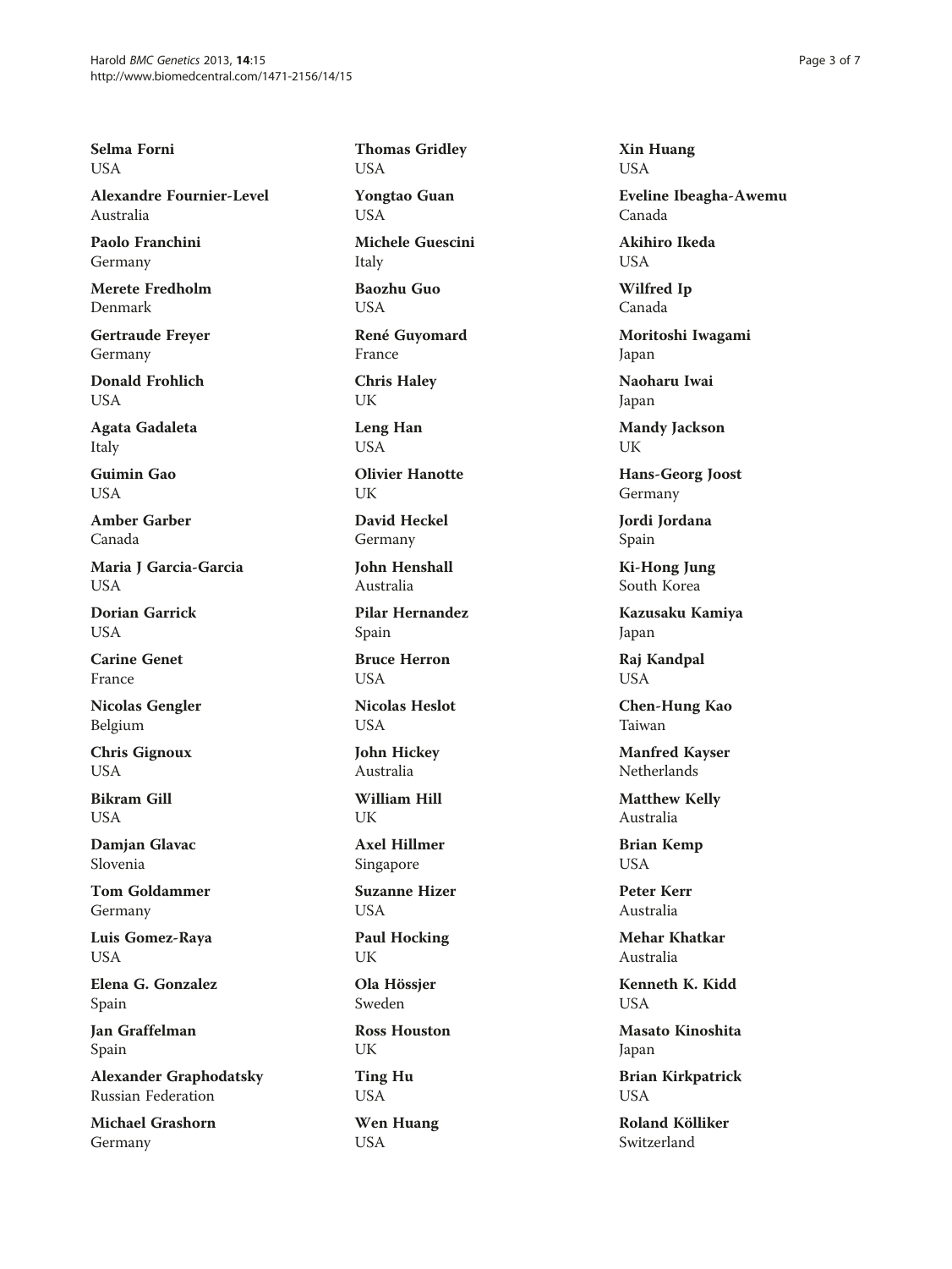**Selma Forni**
USA

**Alexandre Fournier-Level**
Australia

**Paolo Franchini**
Germany

**Merete Fredholm**
Denmark

**Gertraude Freyer**
Germany

**Donald Frohlich**
USA

**Agata Gadaleta**
Italy

**Guimin Gao**
USA

**Amber Garber**
Canada

**Maria J Garcia-Garcia**
USA

**Dorian Garrick**
USA

**Carine Genet**
France

**Nicolas Gengler**
Belgium

**Chris Gignoux**
USA

**Bikram Gill**
USA

**Damjan Glavac**
Slovenia

**Tom Goldammer**
Germany

**Luis Gomez-Raya**
USA

**Elena G. Gonzalez**
Spain

**Jan Graffelman**
Spain

**Alexander Graphodatsky**
Russian Federation

**Michael Grashorn**
Germany

**Thomas Gridley**
USA

**Yongtao Guan**
USA

**Michele Guescini**
Italy

**Baozhu Guo**
USA

**René Guyomard**
France

**Chris Haley**
UK

**Leng Han**
USA

**Olivier Hanotte**
UK

**David Heckel**
Germany

**John Henshall**
Australia

**Pilar Hernandez**
Spain

**Bruce Herron**
USA

**Nicolas Heslot**
USA

**John Hickey**
Australia

**William Hill**
UK

**Axel Hillmer**
Singapore

**Suzanne Hizer**
USA

**Paul Hocking**
UK

**Ola Hössjer**
Sweden

**Ross Houston**
UK

**Ting Hu**
USA

**Wen Huang**
USA

**Xin Huang**
USA

**Eveline Ibeagha-Awemu**
Canada

**Akihiro Ikeda**
USA

**Wilfred Ip**
Canada

**Moritoshi Iwagami**
Japan

**Naoharu Iwai**
Japan

**Mandy Jackson**
UK

**Hans-Georg Joost**
Germany

**Jordi Jordana**
Spain

**Ki-Hong Jung**
South Korea

**Kazusaku Kamiya**
Japan

**Raj Kandpal**
USA

**Chen-Hung Kao**
Taiwan

**Manfred Kayser**
Netherlands

**Matthew Kelly**
Australia

**Brian Kemp**
USA

**Peter Kerr**
Australia

**Mehar Khatkar**
Australia

**Kenneth K. Kidd**
USA

**Masato Kinoshita**
Japan

**Brian Kirkpatrick**
USA

**Roland Kölliker**
Switzerland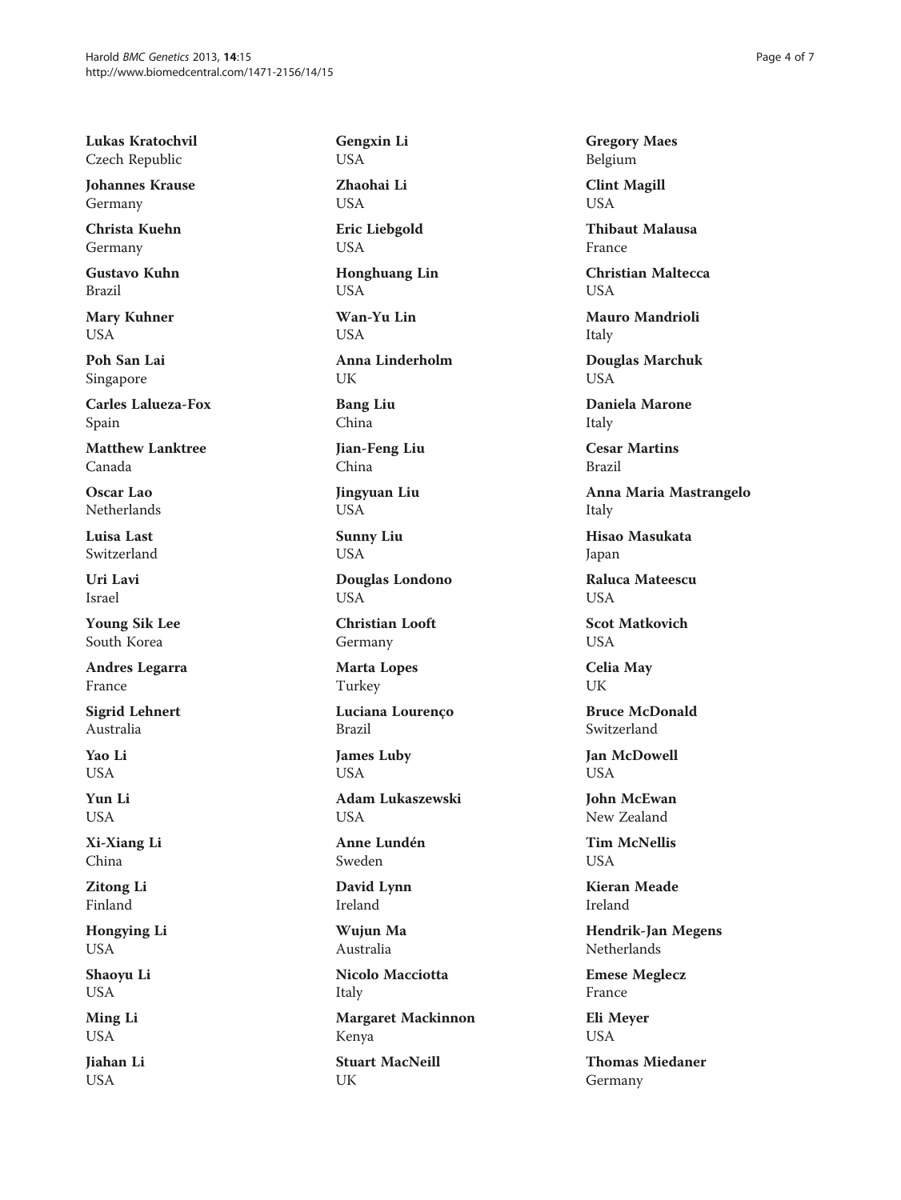**Lukas Kratochvil**
Czech Republic

**Johannes Krause**
Germany

**Christa Kuehn**
Germany

**Gustavo Kuhn**
Brazil

**Mary Kuhner**
USA

**Poh San Lai**
Singapore

**Carles Lalueza-Fox**
Spain

**Matthew Lanktree**
Canada

**Oscar Lao**
Netherlands

**Luisa Last**
Switzerland

**Uri Lavi**
Israel

**Young Sik Lee**
South Korea

**Andres Legarra**
France

**Sigrid Lehnert**
Australia

**Yao Li**
USA

**Yun Li**
USA

**Xi-Xiang Li**
China

**Zitong Li**
Finland

**Hongying Li**
USA

**Shaoyu Li**
USA

**Ming Li**
USA

**Jiahan Li**
USA

**Gengxin Li**
USA

**Zhaohai Li**
USA

**Eric Liebgold**
USA

**Honghuang Lin**
USA

**Wan-Yu Lin**
USA

**Anna Linderholm**
UK

**Bang Liu**
China

**Jian-Feng Liu**
China

**Jingyuan Liu**
USA

**Sunny Liu**
USA

**Douglas Londono**
USA

**Christian Looft**
Germany

**Marta Lopes**
Turkey

**Luciana Lourenço**
Brazil

**James Luby**
USA

**Adam Lukaszewski**
USA

**Anne Lundén**
Sweden

**David Lynn**
Ireland

**Wujun Ma**
Australia

**Nicolo Macciotta**
Italy

**Margaret Mackinnon**
Kenya

**Stuart MacNeill**
UK

**Gregory Maes**
Belgium

**Clint Magill**
USA

**Thibaut Malausa**
France

**Christian Maltecca**
USA

**Mauro Mandrioli**
Italy

**Douglas Marchuk**
USA

**Daniela Marone**
Italy

**Cesar Martins**
Brazil

**Anna Maria Mastrangelo**
Italy

**Hisao Masukata**
Japan

**Raluca Mateescu**
USA

**Scot Matkovich**
USA

**Celia May**
UK

**Bruce McDonald**
Switzerland

**Jan McDowell**
USA

**John McEwan**
New Zealand

**Tim McNellis**
USA

**Kieran Meade**
Ireland

**Hendrik-Jan Megens**
Netherlands

**Emese Meglecz**
France

**Eli Meyer**
USA

**Thomas Miedaner**
Germany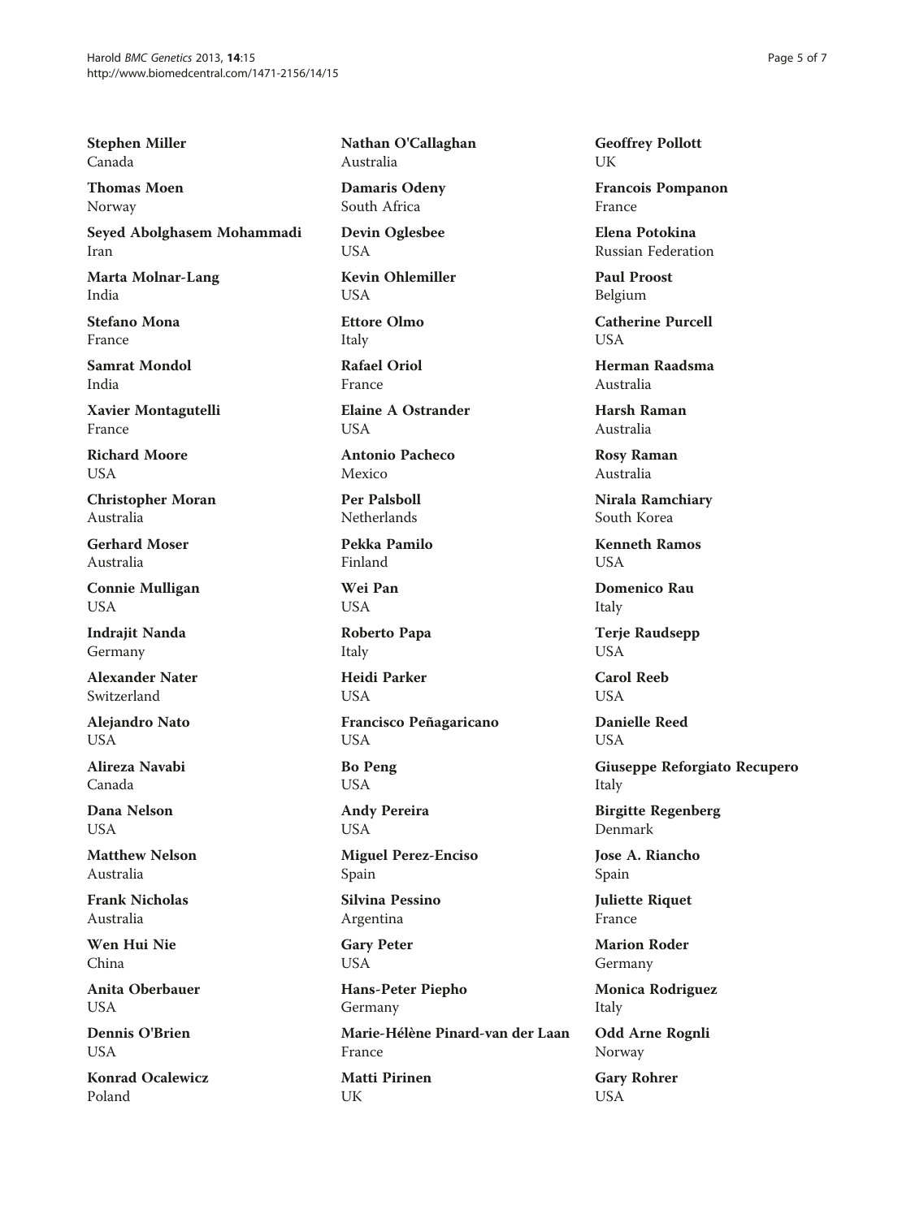**Stephen Miller**
Canada

**Thomas Moen**
Norway

**Seyed Abolghasem Mohammadi**
Iran

**Marta Molnar-Lang**
India

**Stefano Mona**
France

**Samrat Mondol**
India

**Xavier Montagutelli**
France

**Richard Moore**
USA

**Christopher Moran**
Australia

**Gerhard Moser**
Australia

**Connie Mulligan**
USA

**Indrajit Nanda**
Germany

**Alexander Nater**
Switzerland

**Alejandro Nato**
USA

**Alireza Navabi**
Canada

**Dana Nelson**
USA

**Matthew Nelson**
Australia

**Frank Nicholas**
Australia

**Wen Hui Nie**
China

**Anita Oberbauer**
USA

**Dennis O'Brien**
USA

**Konrad Ocalewicz**
Poland

**Nathan O'Callaghan**
Australia

**Damaris Odeny**
South Africa

**Devin Oglesbee**
USA

**Kevin Ohlemiller**
USA

**Ettore Olmo**
Italy

**Rafael Oriol**
France

**Elaine A Ostrander**
USA

**Antonio Pacheco**
Mexico

**Per Palsboll**
Netherlands

**Pekka Pamilo**
Finland

**Wei Pan**
USA

**Roberto Papa**
Italy

**Heidi Parker**
USA

**Francisco Peñagaricano**
USA

**Bo Peng**
USA

**Andy Pereira**
USA

**Miguel Perez-Enciso**
Spain

**Silvina Pessino**
Argentina

**Gary Peter**
USA

**Hans-Peter Piepho**
Germany

**Marie-Hélène Pinard-van der Laan**
France

**Matti Pirinen**
UK

**Geoffrey Pollott**
UK

**Francois Pompanon**
France

**Elena Potokina**
Russian Federation

**Paul Proost**
Belgium

**Catherine Purcell**
USA

**Herman Raadsma**
Australia

**Harsh Raman**
Australia

**Rosy Raman**
Australia

**Nirala Ramchiary**
South Korea

**Kenneth Ramos**
USA

**Domenico Rau**
Italy

**Terje Raudsepp**
USA

**Carol Reeb**
USA

**Danielle Reed**
USA

**Giuseppe Reforgiato Recupero**
Italy

**Birgitte Regenberg**
Denmark

**Jose A. Riancho**
Spain

**Juliette Riquet**
France

**Marion Roder**
Germany

**Monica Rodriguez**
Italy

**Odd Arne Rognli**
Norway

**Gary Rohrer**
USA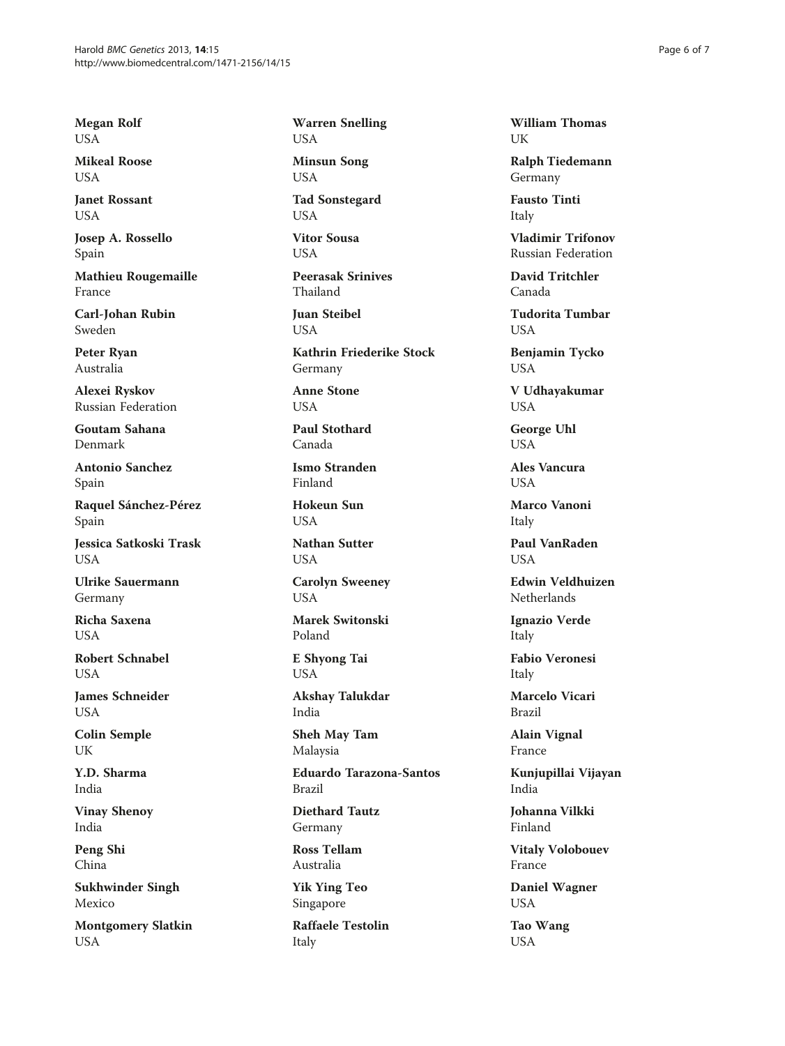**Megan Rolf**
USA

**Mikeal Roose**
USA

**Janet Rossant**
USA

**Josep A. Rossello**
Spain

**Mathieu Rougemaille**
France

**Carl-Johan Rubin**
Sweden

**Peter Ryan**
Australia

**Alexei Ryskov**
Russian Federation

**Goutam Sahana**
Denmark

**Antonio Sanchez**
Spain

**Raquel Sánchez-Pérez**
Spain

**Jessica Satkoski Trask**
USA

**Ulrike Sauermann**
Germany

**Richa Saxena**
USA

**Robert Schnabel**
USA

**James Schneider**
USA

**Colin Semple**
UK

**Y.D. Sharma**
India

**Vinay Shenoy**
India

**Peng Shi**
China

**Sukhwinder Singh**
Mexico

**Montgomery Slatkin**
USA

**Warren Snelling**
USA

**Minsun Song**
USA

**Tad Sonstegard**
USA

**Vitor Sousa**
USA

**Peerasak Srinives**
Thailand

**Juan Steibel**
USA

**Kathrin Friederike Stock**
Germany

**Anne Stone**
USA

**Paul Stothard**
Canada

**Ismo Stranden**
Finland

**Hokeun Sun**
USA

**Nathan Sutter**
USA

**Carolyn Sweeney**
USA

**Marek Switonski**
Poland

**E Shyong Tai**
USA

**Akshay Talukdar**
India

**Sheh May Tam**
Malaysia

**Eduardo Tarazona-Santos**
Brazil

**Diethard Tautz**
Germany

**Ross Tellam**
Australia

**Yik Ying Teo**
Singapore

**Raffaele Testolin**
Italy

**William Thomas**
UK

**Ralph Tiedemann**
Germany

**Fausto Tinti**
Italy

**Vladimir Trifonov**
Russian Federation

**David Tritchler**
Canada

**Tudorita Tumbar**
USA

**Benjamin Tycko**
USA

**V Udhayakumar**
USA

**George Uhl**
USA

**Ales Vancura**
USA

**Marco Vanoni**
Italy

**Paul VanRaden**
USA

**Edwin Veldhuizen**
Netherlands

**Ignazio Verde**
Italy

**Fabio Veronesi**
Italy

**Marcelo Vicari**
Brazil

**Alain Vignal**
France

**Kunjupillai Vijayan**
India

**Johanna Vilkki**
Finland

**Vitaly Volobouev**
France

**Daniel Wagner**
USA

**Tao Wang**
USA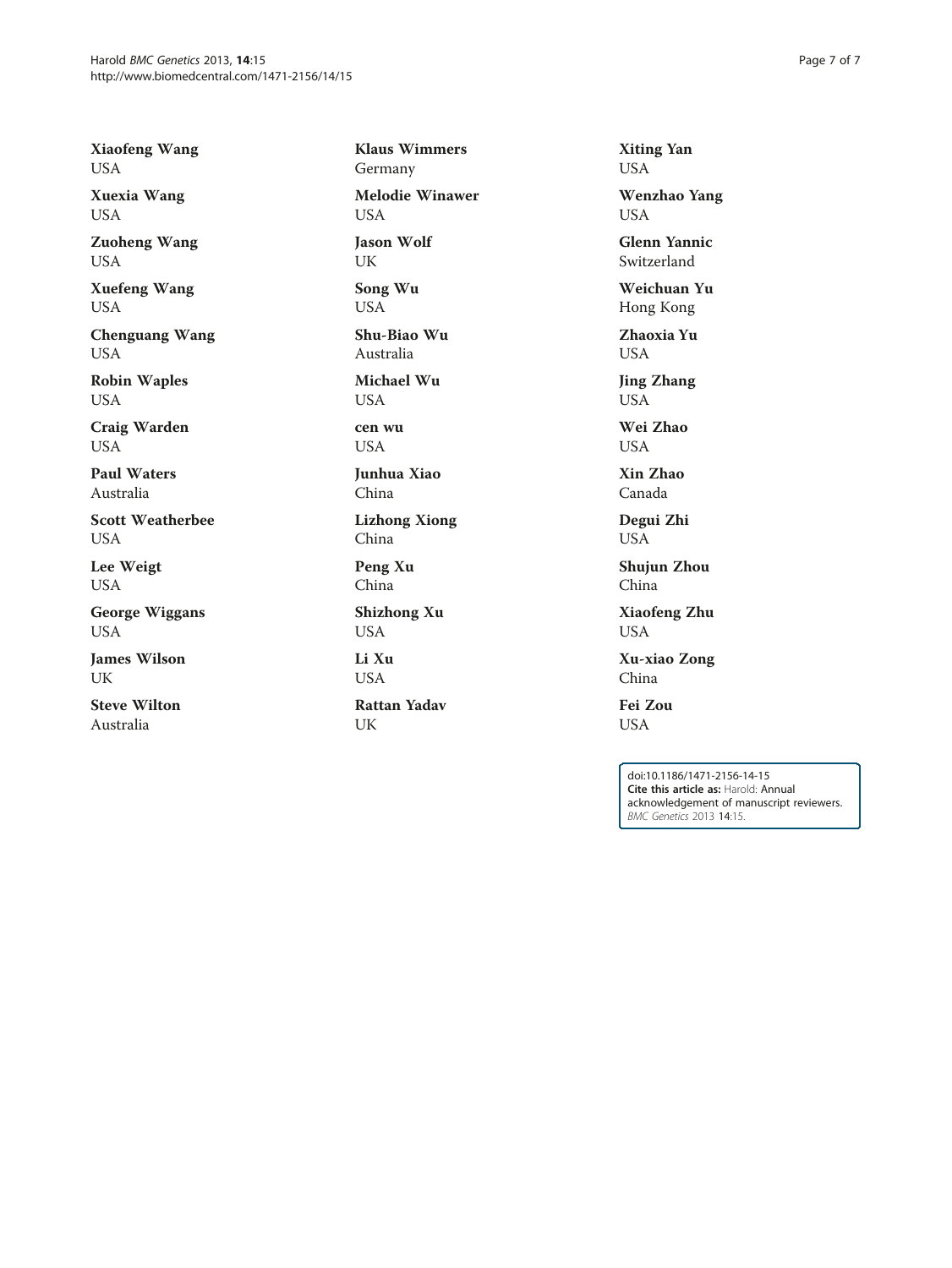**Xiaofeng Wang**
USA

**Xuexia Wang**
USA

**Zuoheng Wang**
USA

**Xuefeng Wang**
USA

**Chenguang Wang**
USA

**Robin Waples**
USA

**Craig Warden**
USA

**Paul Waters**
Australia

**Scott Weatherbee**
USA

**Lee Weigt**
USA

**George Wiggans**
USA

**James Wilson**
UK

**Steve Wilton**
Australia

**Klaus Wimmers**
Germany

**Melodie Winawer**
USA

**Jason Wolf**
UK

**Song Wu**
USA

**Shu-Biao Wu**
Australia

**Michael Wu**
USA

**cen wu**
USA

**Junhua Xiao**
China

**Lizhong Xiong**
China

**Peng Xu**
China

**Shizhong Xu**
USA

**Li Xu**
USA

**Rattan Yadav**
UK

**Xiting Yan**
USA

**Wenzhao Yang**
USA

**Glenn Yannic**
Switzerland

**Weichuan Yu**
Hong Kong

**Zhaoxia Yu**
USA

**Jing Zhang**
USA

**Wei Zhao**
USA

**Xin Zhao**
Canada

**Degui Zhi**
USA

**Shujun Zhou**
China

**Xiaofeng Zhu**
USA

**Xu-xiao Zong**
China

**Fei Zou**
USA

doi:10.1186/1471-2156-14-15
**Cite this article as:** Harold: Annual acknowledgement of manuscript reviewers. *BMC Genetics* 2013 **14**:15.